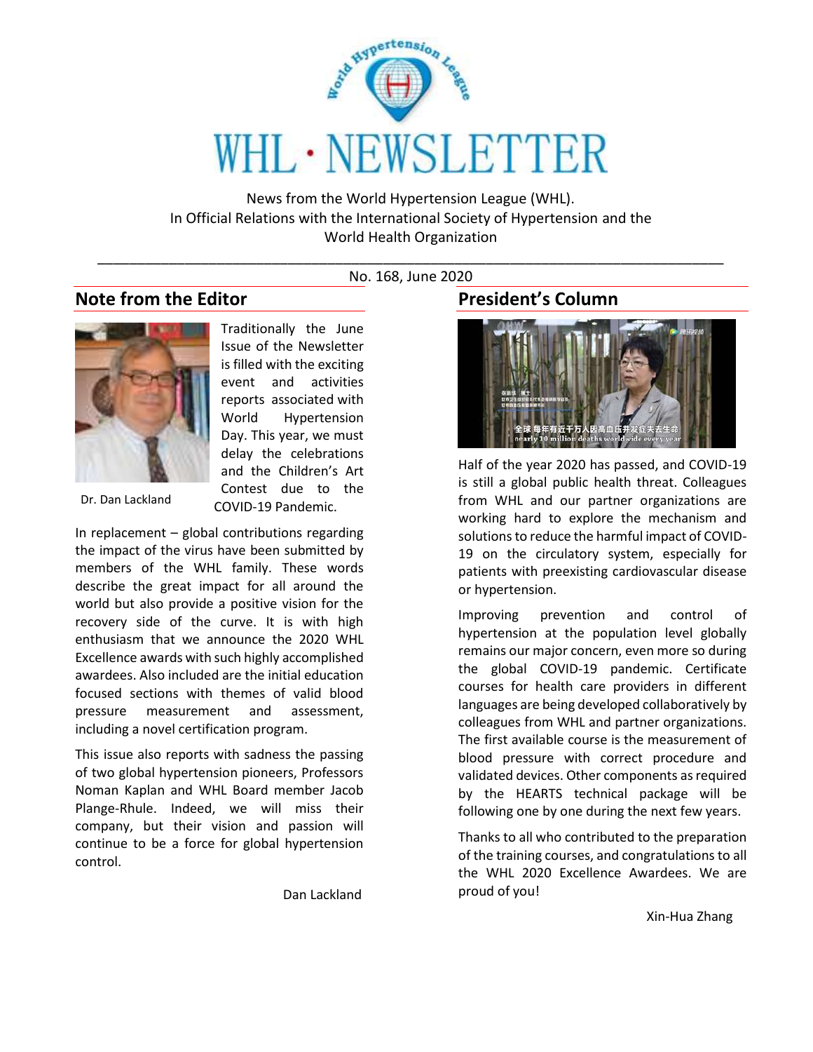# WHL · NEWSLETTER

News from the World Hypertension League (WHL).
In Official Relations with the International Society of Hypertension and the World Health Organization

No. 168, June 2020

## Note from the Editor

Dr. Dan Lackland

Traditionally the June Issue of the Newsletter is filled with the exciting event and activities reports associated with World Hypertension Day. This year, we must delay the celebrations and the Children's Art Contest due to the COVID-19 Pandemic.

In replacement – global contributions regarding the impact of the virus have been submitted by members of the WHL family. These words describe the great impact for all around the world but also provide a positive vision for the recovery side of the curve. It is with high enthusiasm that we announce the 2020 WHL Excellence awards with such highly accomplished awardees. Also included are the initial education focused sections with themes of valid blood pressure measurement and assessment, including a novel certification program.

This issue also reports with sadness the passing of two global hypertension pioneers, Professors Noman Kaplan and WHL Board member Jacob Plange-Rhule. Indeed, we will miss their company, but their vision and passion will continue to be a force for global hypertension control.

Dan Lackland

## President's Column

Half of the year 2020 has passed, and COVID-19 is still a global public health threat. Colleagues from WHL and our partner organizations are working hard to explore the mechanism and solutions to reduce the harmful impact of COVID-19 on the circulatory system, especially for patients with preexisting cardiovascular disease or hypertension.

Improving prevention and control of hypertension at the population level globally remains our major concern, even more so during the global COVID-19 pandemic. Certificate courses for health care providers in different languages are being developed collaboratively by colleagues from WHL and partner organizations. The first available course is the measurement of blood pressure with correct procedure and validated devices. Other components as required by the HEARTS technical package will be following one by one during the next few years.

Thanks to all who contributed to the preparation of the training courses, and congratulations to all the WHL 2020 Excellence Awardees. We are proud of you!

Xin-Hua Zhang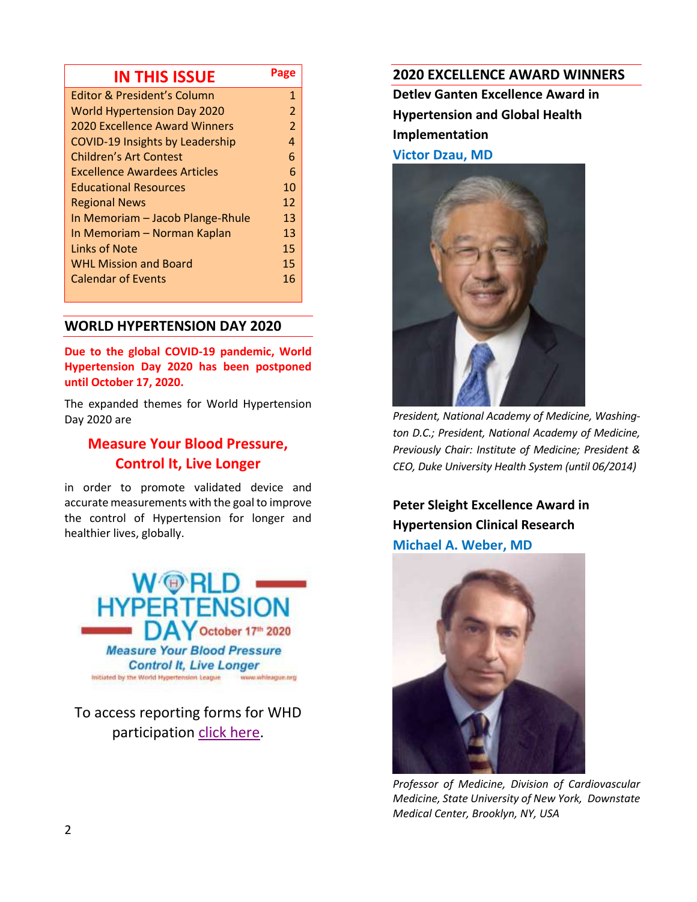## IN THIS ISSUE

| Contents | Page |
|---|---|
| Editor & President's Column | 1 |
| World Hypertension Day 2020 | 2 |
| 2020 Excellence Award Winners | 2 |
| COVID-19 Insights by Leadership | 4 |
| Children's Art Contest | 6 |
| Excellence Awardees Articles | 6 |
| Educational Resources | 10 |
| Regional News | 12 |
| In Memoriam – Jacob Plange-Rhule | 13 |
| In Memoriam – Norman Kaplan | 13 |
| Links of Note | 15 |
| WHL Mission and Board | 15 |
| Calendar of Events | 16 |

## WORLD HYPERTENSION DAY 2020

**Due to the global COVID-19 pandemic, World Hypertension Day 2020 has been postponed until October 17, 2020.**

The expanded themes for World Hypertension Day 2020 are

**Measure Your Blood Pressure, Control It, Live Longer**

in order to promote validated device and accurate measurements with the goal to improve the control of Hypertension for longer and healthier lives, globally.

WORLD HYPERTENSION DAY October 17th 2020
Measure Your Blood Pressure Control It, Live Longer
Initiated by the World Hypertension League www.whleague.org

To access reporting forms for WHD participation click here.

## 2020 EXCELLENCE AWARD WINNERS

### Detlev Ganten Excellence Award in Hypertension and Global Health Implementation

**Victor Dzau, MD**

*President, National Academy of Medicine, Washington D.C.; President, National Academy of Medicine, Previously Chair: Institute of Medicine; President & CEO, Duke University Health System (until 06/2014)*

### Peter Sleight Excellence Award in Hypertension Clinical Research

**Michael A. Weber, MD**

*Professor of Medicine, Division of Cardiovascular Medicine, State University of New York, Downstate Medical Center, Brooklyn, NY, USA*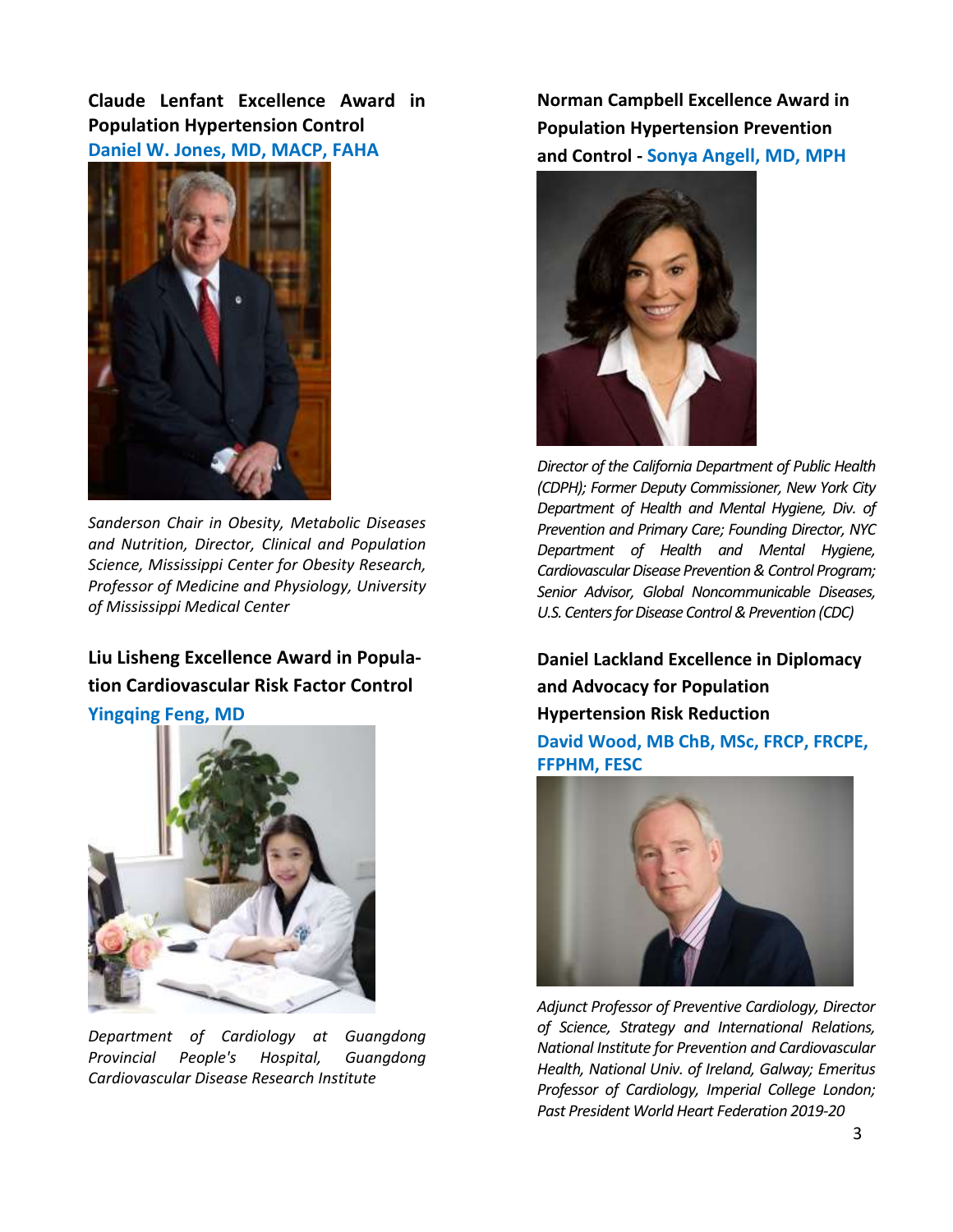## Claude Lenfant Excellence Award in Population Hypertension Control

**Daniel W. Jones, MD, MACP, FAHA**

*Sanderson Chair in Obesity, Metabolic Diseases and Nutrition, Director, Clinical and Population Science, Mississippi Center for Obesity Research, Professor of Medicine and Physiology, University of Mississippi Medical Center*

## Liu Lisheng Excellence Award in Population Cardiovascular Risk Factor Control

**Yingqing Feng, MD**

*Department of Cardiology at Guangdong Provincial People's Hospital, Guangdong Cardiovascular Disease Research Institute*

## Norman Campbell Excellence Award in Population Hypertension Prevention and Control - Sonya Angell, MD, MPH

*Director of the California Department of Public Health (CDPH); Former Deputy Commissioner, New York City Department of Health and Mental Hygiene, Div. of Prevention and Primary Care; Founding Director, NYC Department of Health and Mental Hygiene, Cardiovascular Disease Prevention & Control Program; Senior Advisor, Global Noncommunicable Diseases, U.S. Centers for Disease Control & Prevention (CDC)*

## Daniel Lackland Excellence in Diplomacy and Advocacy for Population Hypertension Risk Reduction

**David Wood, MB ChB, MSc, FRCP, FRCPE, FFPHM, FESC**

*Adjunct Professor of Preventive Cardiology, Director of Science, Strategy and International Relations, National Institute for Prevention and Cardiovascular Health, National Univ. of Ireland, Galway; Emeritus Professor of Cardiology, Imperial College London; Past President World Heart Federation 2019-20*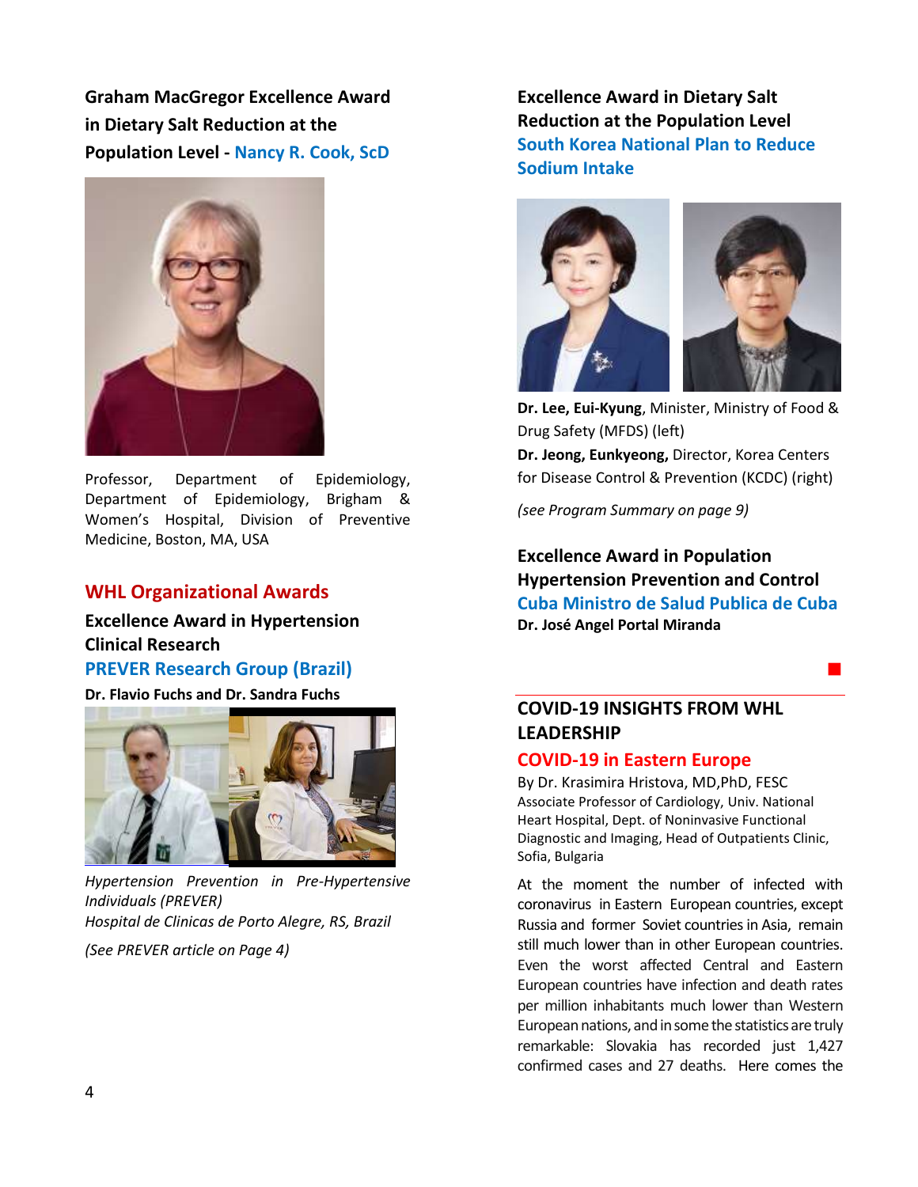### Graham MacGregor Excellence Award in Dietary Salt Reduction at the Population Level - Nancy R. Cook, ScD

Professor, Department of Epidemiology, Department of Epidemiology, Brigham & Women's Hospital, Division of Preventive Medicine, Boston, MA, USA

## WHL Organizational Awards

### Excellence Award in Hypertension Clinical Research

### PREVER Research Group (Brazil)

**Dr. Flavio Fuchs and Dr. Sandra Fuchs**

*Hypertension Prevention in Pre-Hypertensive Individuals (PREVER)*
*Hospital de Clinicas de Porto Alegre, RS, Brazil*

*(See PREVER article on Page 4)*

### Excellence Award in Dietary Salt Reduction at the Population Level

### South Korea National Plan to Reduce Sodium Intake

**Dr. Lee, Eui-Kyung**, Minister, Ministry of Food & Drug Safety (MFDS) (left)
**Dr. Jeong, Eunkyeong,** Director, Korea Centers for Disease Control & Prevention (KCDC) (right)

*(see Program Summary on page 9)*

### Excellence Award in Population Hypertension Prevention and Control

### Cuba Ministro de Salud Publica de Cuba

**Dr. José Angel Portal Miranda**

## COVID-19 INSIGHTS FROM WHL LEADERSHIP

### COVID-19 in Eastern Europe

By Dr. Krasimira Hristova, MD,PhD, FESC
Associate Professor of Cardiology, Univ. National Heart Hospital, Dept. of Noninvasive Functional Diagnostic and Imaging, Head of Outpatients Clinic, Sofia, Bulgaria

At the moment the number of infected with coronavirus in Eastern European countries, except Russia and former Soviet countries in Asia, remain still much lower than in other European countries. Even the worst affected Central and Eastern European countries have infection and death rates per million inhabitants much lower than Western European nations, and in some the statistics are truly remarkable: Slovakia has recorded just 1,427 confirmed cases and 27 deaths. Here comes the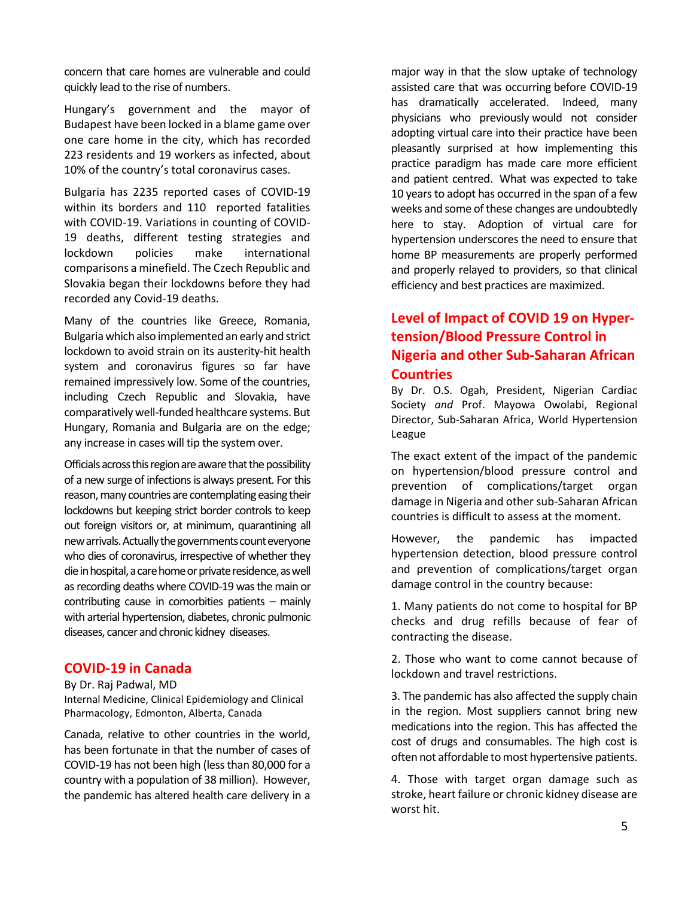concern that care homes are vulnerable and could quickly lead to the rise of numbers.

Hungary's government and the mayor of Budapest have been locked in a blame game over one care home in the city, which has recorded 223 residents and 19 workers as infected, about 10% of the country's total coronavirus cases.

Bulgaria has 2235 reported cases of COVID-19 within its borders and 110 reported fatalities with COVID-19. Variations in counting of COVID-19 deaths, different testing strategies and lockdown policies make international comparisons a minefield. The Czech Republic and Slovakia began their lockdowns before they had recorded any Covid-19 deaths.

Many of the countries like Greece, Romania, Bulgaria which also implemented an early and strict lockdown to avoid strain on its austerity-hit health system and coronavirus figures so far have remained impressively low. Some of the countries, including Czech Republic and Slovakia, have comparatively well-funded healthcare systems. But Hungary, Romania and Bulgaria are on the edge; any increase in cases will tip the system over.

Officials across this region are aware that the possibility of a new surge of infections is always present. For this reason, many countries are contemplating easing their lockdowns but keeping strict border controls to keep out foreign visitors or, at minimum, quarantining all new arrivals. Actually the governments count everyone who dies of coronavirus, irrespective of whether they die in hospital, a care home or private residence, as well as recording deaths where COVID-19 was the main or contributing cause in comorbities patients – mainly with arterial hypertension, diabetes, chronic pulmonic diseases, cancer and chronic kidney diseases.

## COVID-19 in Canada

By Dr. Raj Padwal, MD
Internal Medicine, Clinical Epidemiology and Clinical Pharmacology, Edmonton, Alberta, Canada

Canada, relative to other countries in the world, has been fortunate in that the number of cases of COVID-19 has not been high (less than 80,000 for a country with a population of 38 million). However, the pandemic has altered health care delivery in a major way in that the slow uptake of technology assisted care that was occurring before COVID-19 has dramatically accelerated. Indeed, many physicians who previously would not consider adopting virtual care into their practice have been pleasantly surprised at how implementing this practice paradigm has made care more efficient and patient centred. What was expected to take 10 years to adopt has occurred in the span of a few weeks and some of these changes are undoubtedly here to stay. Adoption of virtual care for hypertension underscores the need to ensure that home BP measurements are properly performed and properly relayed to providers, so that clinical efficiency and best practices are maximized.

## Level of Impact of COVID 19 on Hypertension/Blood Pressure Control in Nigeria and other Sub-Saharan African Countries

By Dr. O.S. Ogah, President, Nigerian Cardiac Society *and* Prof. Mayowa Owolabi, Regional Director, Sub-Saharan Africa, World Hypertension League

The exact extent of the impact of the pandemic on hypertension/blood pressure control and prevention of complications/target organ damage in Nigeria and other sub-Saharan African countries is difficult to assess at the moment.

However, the pandemic has impacted hypertension detection, blood pressure control and prevention of complications/target organ damage control in the country because:

1. Many patients do not come to hospital for BP checks and drug refills because of fear of contracting the disease.

2. Those who want to come cannot because of lockdown and travel restrictions.

3. The pandemic has also affected the supply chain in the region. Most suppliers cannot bring new medications into the region. This has affected the cost of drugs and consumables. The high cost is often not affordable to most hypertensive patients.

4. Those with target organ damage such as stroke, heart failure or chronic kidney disease are worst hit.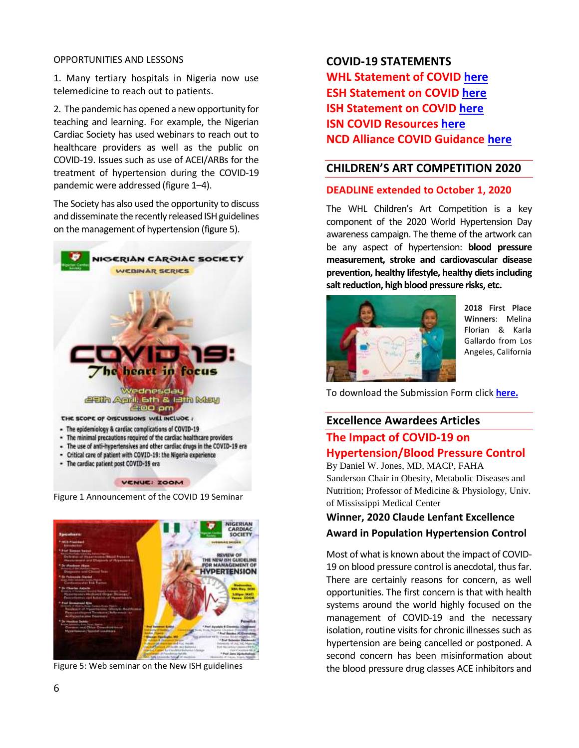OPPORTUNITIES AND LESSONS

1. Many tertiary hospitals in Nigeria now use telemedicine to reach out to patients.

2. The pandemic has opened a new opportunity for teaching and learning. For example, the Nigerian Cardiac Society has used webinars to reach out to healthcare providers as well as the public on COVID-19. Issues such as use of ACEI/ARBs for the treatment of hypertension during the COVID-19 pandemic were addressed (figure 1–4).

The Society has also used the opportunity to discuss and disseminate the recently released ISH guidelines on the management of hypertension (figure 5).

Figure 1 Announcement of the COVID 19 Seminar

Figure 5: Web seminar on the New ISH guidelines

## COVID-19 STATEMENTS

**WHL Statement of COVID here**
**ESH Statement on COVID here**
**ISH Statement on COVID here**
**ISN COVID Resources here**
**NCD Alliance COVID Guidance here**

## CHILDREN'S ART COMPETITION 2020

**DEADLINE extended to October 1, 2020**

The WHL Children's Art Competition is a key component of the 2020 World Hypertension Day awareness campaign. The theme of the artwork can be any aspect of hypertension: **blood pressure measurement, stroke and cardiovascular disease prevention, healthy lifestyle, healthy diets including salt reduction, high blood pressure risks, etc.**

**2018 First Place Winners**: Melina Florian & Karla Gallardo from Los Angeles, California

To download the Submission Form click **here.**

## Excellence Awardees Articles

### The Impact of COVID-19 on Hypertension/Blood Pressure Control

By Daniel W. Jones, MD, MACP, FAHA
Sanderson Chair in Obesity, Metabolic Diseases and Nutrition; Professor of Medicine & Physiology, Univ. of Mississippi Medical Center

**Winner, 2020 Claude Lenfant Excellence Award in Population Hypertension Control**

Most of what is known about the impact of COVID-19 on blood pressure control is anecdotal, thus far. There are certainly reasons for concern, as well opportunities. The first concern is that with health systems around the world highly focused on the management of COVID-19 and the necessary isolation, routine visits for chronic illnesses such as hypertension are being cancelled or postponed. A second concern has been misinformation about the blood pressure drug classes ACE inhibitors and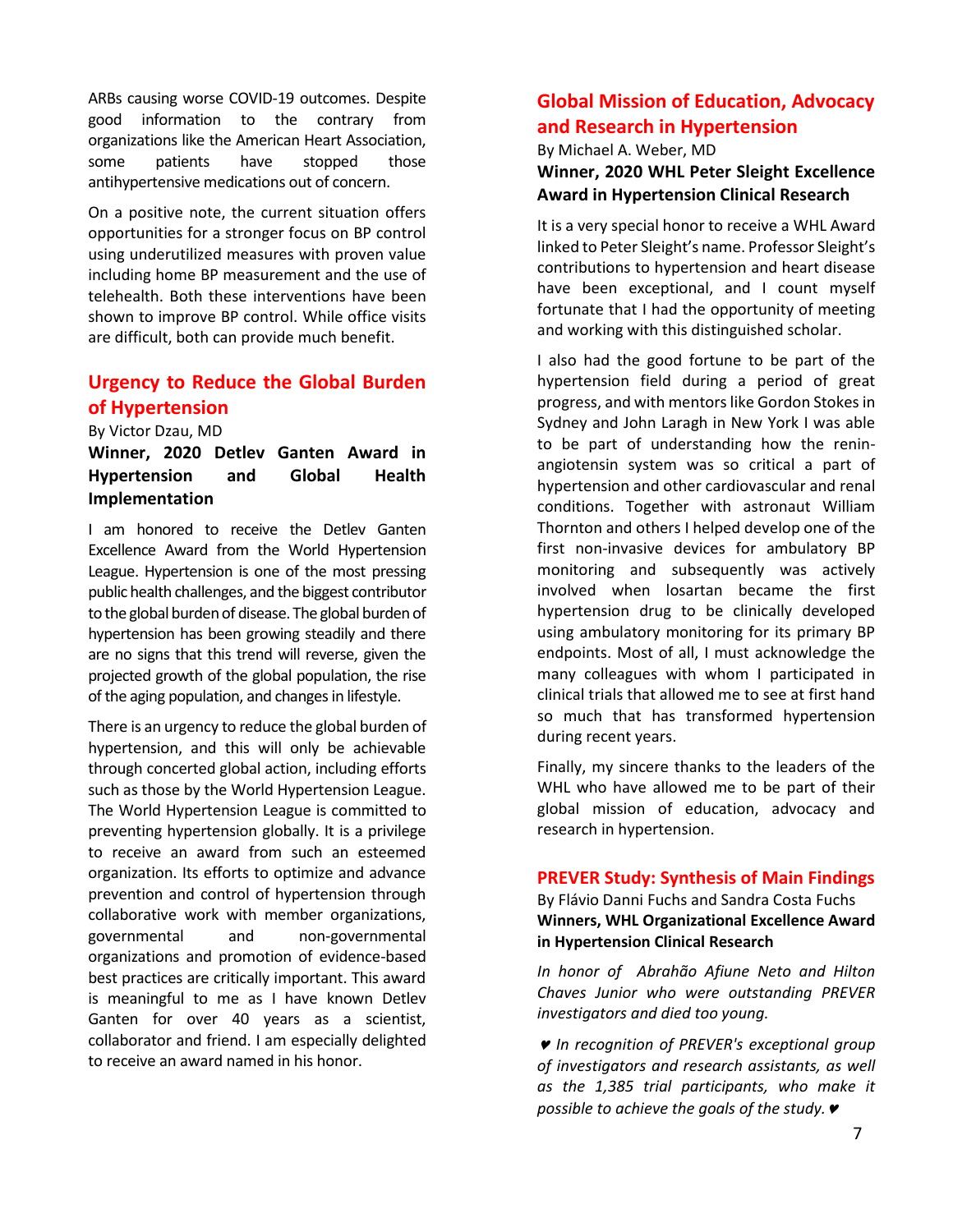ARBs causing worse COVID-19 outcomes. Despite good information to the contrary from organizations like the American Heart Association, some patients have stopped those antihypertensive medications out of concern.

On a positive note, the current situation offers opportunities for a stronger focus on BP control using underutilized measures with proven value including home BP measurement and the use of telehealth. Both these interventions have been shown to improve BP control. While office visits are difficult, both can provide much benefit.

## Urgency to Reduce the Global Burden of Hypertension

By Victor Dzau, MD

**Winner, 2020 Detlev Ganten Award in Hypertension and Global Health Implementation**

I am honored to receive the Detlev Ganten Excellence Award from the World Hypertension League. Hypertension is one of the most pressing public health challenges, and the biggest contributor to the global burden of disease. The global burden of hypertension has been growing steadily and there are no signs that this trend will reverse, given the projected growth of the global population, the rise of the aging population, and changes in lifestyle.

There is an urgency to reduce the global burden of hypertension, and this will only be achievable through concerted global action, including efforts such as those by the World Hypertension League. The World Hypertension League is committed to preventing hypertension globally. It is a privilege to receive an award from such an esteemed organization. Its efforts to optimize and advance prevention and control of hypertension through collaborative work with member organizations, governmental and non-governmental organizations and promotion of evidence-based best practices are critically important. This award is meaningful to me as I have known Detlev Ganten for over 40 years as a scientist, collaborator and friend. I am especially delighted to receive an award named in his honor.

## Global Mission of Education, Advocacy and Research in Hypertension

By Michael A. Weber, MD

**Winner, 2020 WHL Peter Sleight Excellence Award in Hypertension Clinical Research**

It is a very special honor to receive a WHL Award linked to Peter Sleight's name. Professor Sleight's contributions to hypertension and heart disease have been exceptional, and I count myself fortunate that I had the opportunity of meeting and working with this distinguished scholar.

I also had the good fortune to be part of the hypertension field during a period of great progress, and with mentors like Gordon Stokes in Sydney and John Laragh in New York I was able to be part of understanding how the renin-angiotensin system was so critical a part of hypertension and other cardiovascular and renal conditions. Together with astronaut William Thornton and others I helped develop one of the first non-invasive devices for ambulatory BP monitoring and subsequently was actively involved when losartan became the first hypertension drug to be clinically developed using ambulatory monitoring for its primary BP endpoints. Most of all, I must acknowledge the many colleagues with whom I participated in clinical trials that allowed me to see at first hand so much that has transformed hypertension during recent years.

Finally, my sincere thanks to the leaders of the WHL who have allowed me to be part of their global mission of education, advocacy and research in hypertension.

## PREVER Study: Synthesis of Main Findings

By Flávio Danni Fuchs and Sandra Costa Fuchs

**Winners, WHL Organizational Excellence Award in Hypertension Clinical Research**

*In honor of Abrahão Afiune Neto and Hilton Chaves Junior who were outstanding PREVER investigators and died too young.*

*♥ In recognition of PREVER's exceptional group of investigators and research assistants, as well as the 1,385 trial participants, who make it possible to achieve the goals of the study.♥*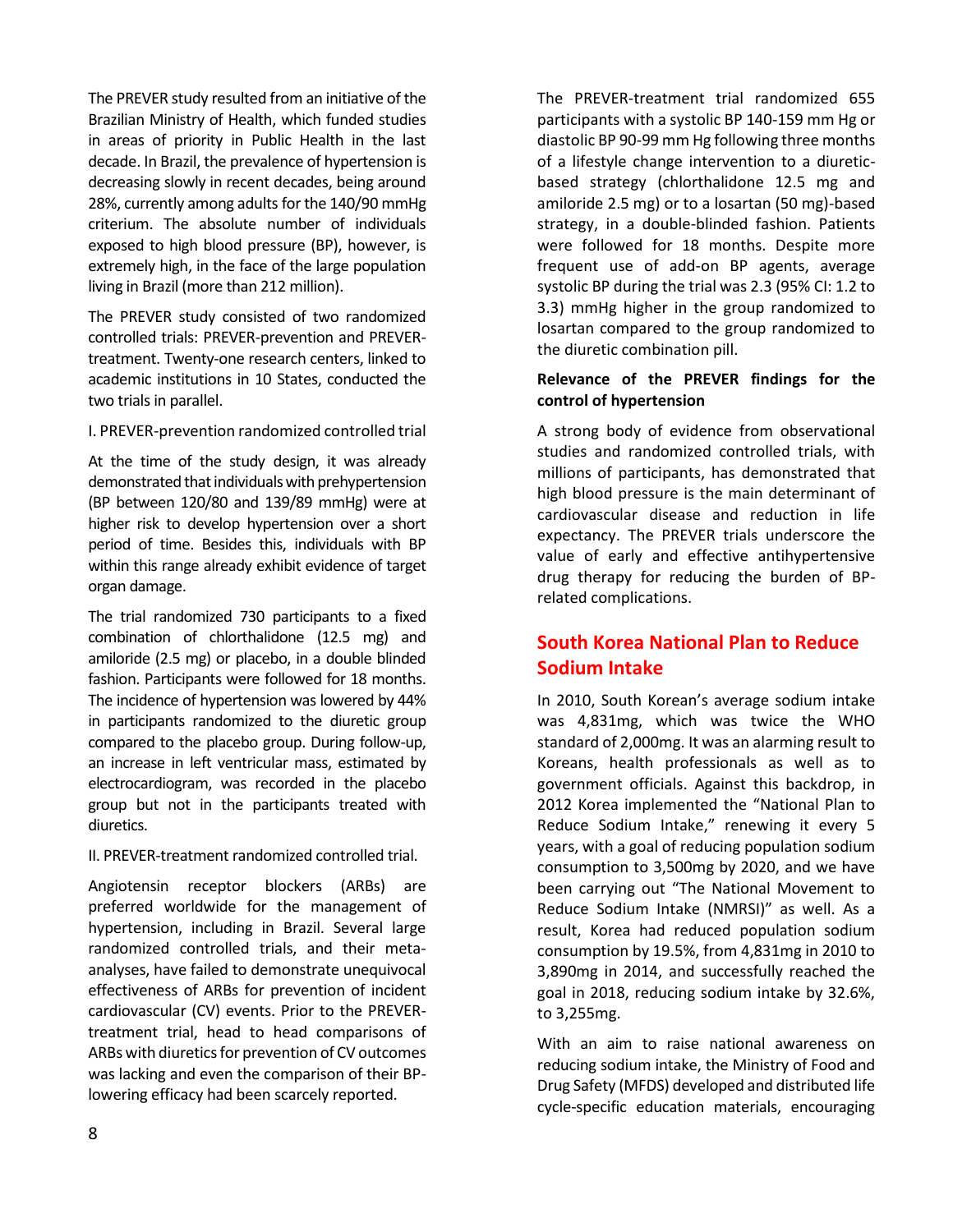The PREVER study resulted from an initiative of the Brazilian Ministry of Health, which funded studies in areas of priority in Public Health in the last decade. In Brazil, the prevalence of hypertension is decreasing slowly in recent decades, being around 28%, currently among adults for the 140/90 mmHg criterium. The absolute number of individuals exposed to high blood pressure (BP), however, is extremely high, in the face of the large population living in Brazil (more than 212 million).

The PREVER study consisted of two randomized controlled trials: PREVER-prevention and PREVER-treatment. Twenty-one research centers, linked to academic institutions in 10 States, conducted the two trials in parallel.

I. PREVER-prevention randomized controlled trial

At the time of the study design, it was already demonstrated that individuals with prehypertension (BP between 120/80 and 139/89 mmHg) were at higher risk to develop hypertension over a short period of time. Besides this, individuals with BP within this range already exhibit evidence of target organ damage.

The trial randomized 730 participants to a fixed combination of chlorthalidone (12.5 mg) and amiloride (2.5 mg) or placebo, in a double blinded fashion. Participants were followed for 18 months. The incidence of hypertension was lowered by 44% in participants randomized to the diuretic group compared to the placebo group. During follow-up, an increase in left ventricular mass, estimated by electrocardiogram, was recorded in the placebo group but not in the participants treated with diuretics.

II. PREVER-treatment randomized controlled trial.

Angiotensin receptor blockers (ARBs) are preferred worldwide for the management of hypertension, including in Brazil. Several large randomized controlled trials, and their meta-analyses, have failed to demonstrate unequivocal effectiveness of ARBs for prevention of incident cardiovascular (CV) events. Prior to the PREVER-treatment trial, head to head comparisons of ARBs with diuretics for prevention of CV outcomes was lacking and even the comparison of their BP-lowering efficacy had been scarcely reported.

The PREVER-treatment trial randomized 655 participants with a systolic BP 140-159 mm Hg or diastolic BP 90-99 mm Hg following three months of a lifestyle change intervention to a diuretic-based strategy (chlorthalidone 12.5 mg and amiloride 2.5 mg) or to a losartan (50 mg)-based strategy, in a double-blinded fashion. Patients were followed for 18 months. Despite more frequent use of add-on BP agents, average systolic BP during the trial was 2.3 (95% CI: 1.2 to 3.3) mmHg higher in the group randomized to losartan compared to the group randomized to the diuretic combination pill.

**Relevance of the PREVER findings for the control of hypertension**

A strong body of evidence from observational studies and randomized controlled trials, with millions of participants, has demonstrated that high blood pressure is the main determinant of cardiovascular disease and reduction in life expectancy. The PREVER trials underscore the value of early and effective antihypertensive drug therapy for reducing the burden of BP-related complications.

## South Korea National Plan to Reduce Sodium Intake

In 2010, South Korean's average sodium intake was 4,831mg, which was twice the WHO standard of 2,000mg. It was an alarming result to Koreans, health professionals as well as to government officials. Against this backdrop, in 2012 Korea implemented the "National Plan to Reduce Sodium Intake," renewing it every 5 years, with a goal of reducing population sodium consumption to 3,500mg by 2020, and we have been carrying out "The National Movement to Reduce Sodium Intake (NMRSI)" as well. As a result, Korea had reduced population sodium consumption by 19.5%, from 4,831mg in 2010 to 3,890mg in 2014, and successfully reached the goal in 2018, reducing sodium intake by 32.6%, to 3,255mg.

With an aim to raise national awareness on reducing sodium intake, the Ministry of Food and Drug Safety (MFDS) developed and distributed life cycle-specific education materials, encouraging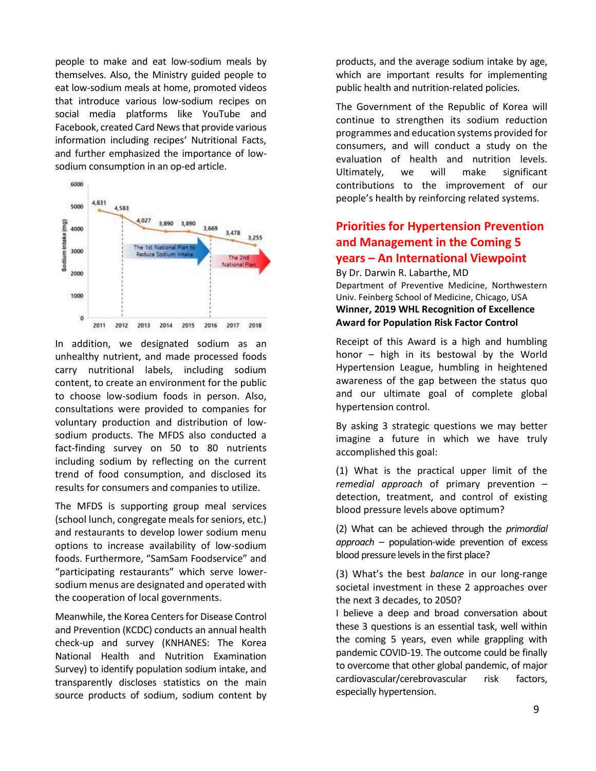people to make and eat low-sodium meals by themselves. Also, the Ministry guided people to eat low-sodium meals at home, promoted videos that introduce various low-sodium recipes on social media platforms like YouTube and Facebook, created Card News that provide various information including recipes' Nutritional Facts, and further emphasized the importance of low-sodium consumption in an op-ed article.

In addition, we designated sodium as an unhealthy nutrient, and made processed foods carry nutritional labels, including sodium content, to create an environment for the public to choose low-sodium foods in person. Also, consultations were provided to companies for voluntary production and distribution of low-sodium products. The MFDS also conducted a fact-finding survey on 50 to 80 nutrients including sodium by reflecting on the current trend of food consumption, and disclosed its results for consumers and companies to utilize.

The MFDS is supporting group meal services (school lunch, congregate meals for seniors, etc.) and restaurants to develop lower sodium menu options to increase availability of low-sodium foods. Furthermore, "SamSam Foodservice" and "participating restaurants" which serve lower-sodium menus are designated and operated with the cooperation of local governments.

Meanwhile, the Korea Centers for Disease Control and Prevention (KCDC) conducts an annual health check-up and survey (KNHANES: The Korea National Health and Nutrition Examination Survey) to identify population sodium intake, and transparently discloses statistics on the main source products of sodium, sodium content by products, and the average sodium intake by age, which are important results for implementing public health and nutrition-related policies.

The Government of the Republic of Korea will continue to strengthen its sodium reduction programmes and education systems provided for consumers, and will conduct a study on the evaluation of health and nutrition levels. Ultimately, we will make significant contributions to the improvement of our people's health by reinforcing related systems.

## Priorities for Hypertension Prevention and Management in the Coming 5 years – An International Viewpoint

By Dr. Darwin R. Labarthe, MD

Department of Preventive Medicine, Northwestern Univ. Feinberg School of Medicine, Chicago, USA

**Winner, 2019 WHL Recognition of Excellence Award for Population Risk Factor Control**

Receipt of this Award is a high and humbling honor – high in its bestowal by the World Hypertension League, humbling in heightened awareness of the gap between the status quo and our ultimate goal of complete global hypertension control.

By asking 3 strategic questions we may better imagine a future in which we have truly accomplished this goal:

(1) What is the practical upper limit of the *remedial approach* of primary prevention – detection, treatment, and control of existing blood pressure levels above optimum?

(2) What can be achieved through the *primordial approach* – population-wide prevention of excess blood pressure levels in the first place?

(3) What's the best *balance* in our long-range societal investment in these 2 approaches over the next 3 decades, to 2050?

I believe a deep and broad conversation about these 3 questions is an essential task, well within the coming 5 years, even while grappling with pandemic COVID-19. The outcome could be finally to overcome that other global pandemic, of major cardiovascular/cerebrovascular risk factors, especially hypertension.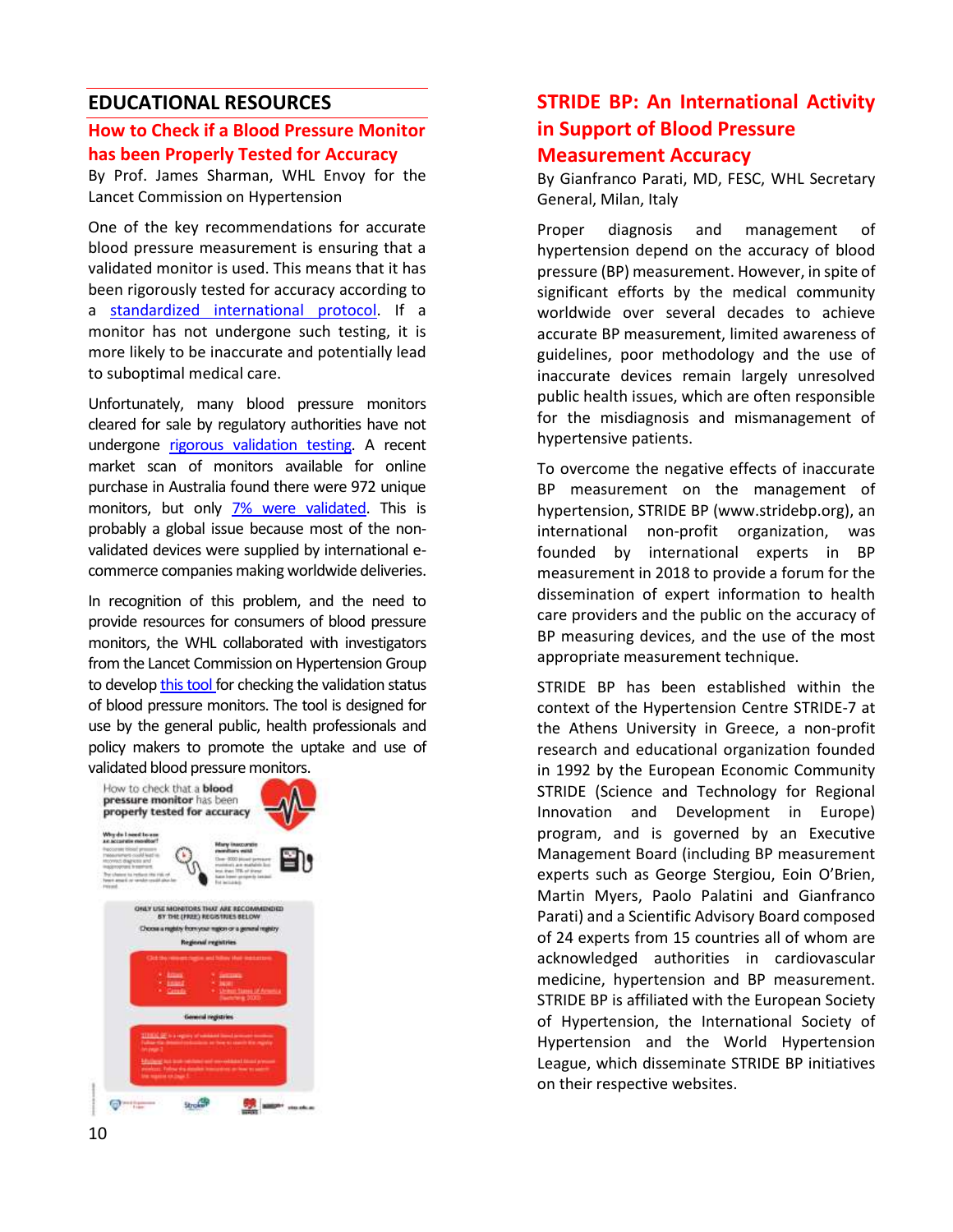## EDUCATIONAL RESOURCES

### How to Check if a Blood Pressure Monitor has been Properly Tested for Accuracy

By Prof. James Sharman, WHL Envoy for the Lancet Commission on Hypertension

One of the key recommendations for accurate blood pressure measurement is ensuring that a validated monitor is used. This means that it has been rigorously tested for accuracy according to a standardized international protocol. If a monitor has not undergone such testing, it is more likely to be inaccurate and potentially lead to suboptimal medical care.

Unfortunately, many blood pressure monitors cleared for sale by regulatory authorities have not undergone rigorous validation testing. A recent market scan of monitors available for online purchase in Australia found there were 972 unique monitors, but only 7% were validated. This is probably a global issue because most of the non-validated devices were supplied by international e-commerce companies making worldwide deliveries.

In recognition of this problem, and the need to provide resources for consumers of blood pressure monitors, the WHL collaborated with investigators from the Lancet Commission on Hypertension Group to develop this tool for checking the validation status of blood pressure monitors. The tool is designed for use by the general public, health professionals and policy makers to promote the uptake and use of validated blood pressure monitors.

### STRIDE BP: An International Activity in Support of Blood Pressure Measurement Accuracy

By Gianfranco Parati, MD, FESC, WHL Secretary General, Milan, Italy

Proper diagnosis and management of hypertension depend on the accuracy of blood pressure (BP) measurement. However, in spite of significant efforts by the medical community worldwide over several decades to achieve accurate BP measurement, limited awareness of guidelines, poor methodology and the use of inaccurate devices remain largely unresolved public health issues, which are often responsible for the misdiagnosis and mismanagement of hypertensive patients.

To overcome the negative effects of inaccurate BP measurement on the management of hypertension, STRIDE BP (www.stridebp.org), an international non-profit organization, was founded by international experts in BP measurement in 2018 to provide a forum for the dissemination of expert information to health care providers and the public on the accuracy of BP measuring devices, and the use of the most appropriate measurement technique.

STRIDE BP has been established within the context of the Hypertension Centre STRIDE-7 at the Athens University in Greece, a non-profit research and educational organization founded in 1992 by the European Economic Community STRIDE (Science and Technology for Regional Innovation and Development in Europe) program, and is governed by an Executive Management Board (including BP measurement experts such as George Stergiou, Eoin O'Brien, Martin Myers, Paolo Palatini and Gianfranco Parati) and a Scientific Advisory Board composed of 24 experts from 15 countries all of whom are acknowledged authorities in cardiovascular medicine, hypertension and BP measurement. STRIDE BP is affiliated with the European Society of Hypertension, the International Society of Hypertension and the World Hypertension League, which disseminate STRIDE BP initiatives on their respective websites.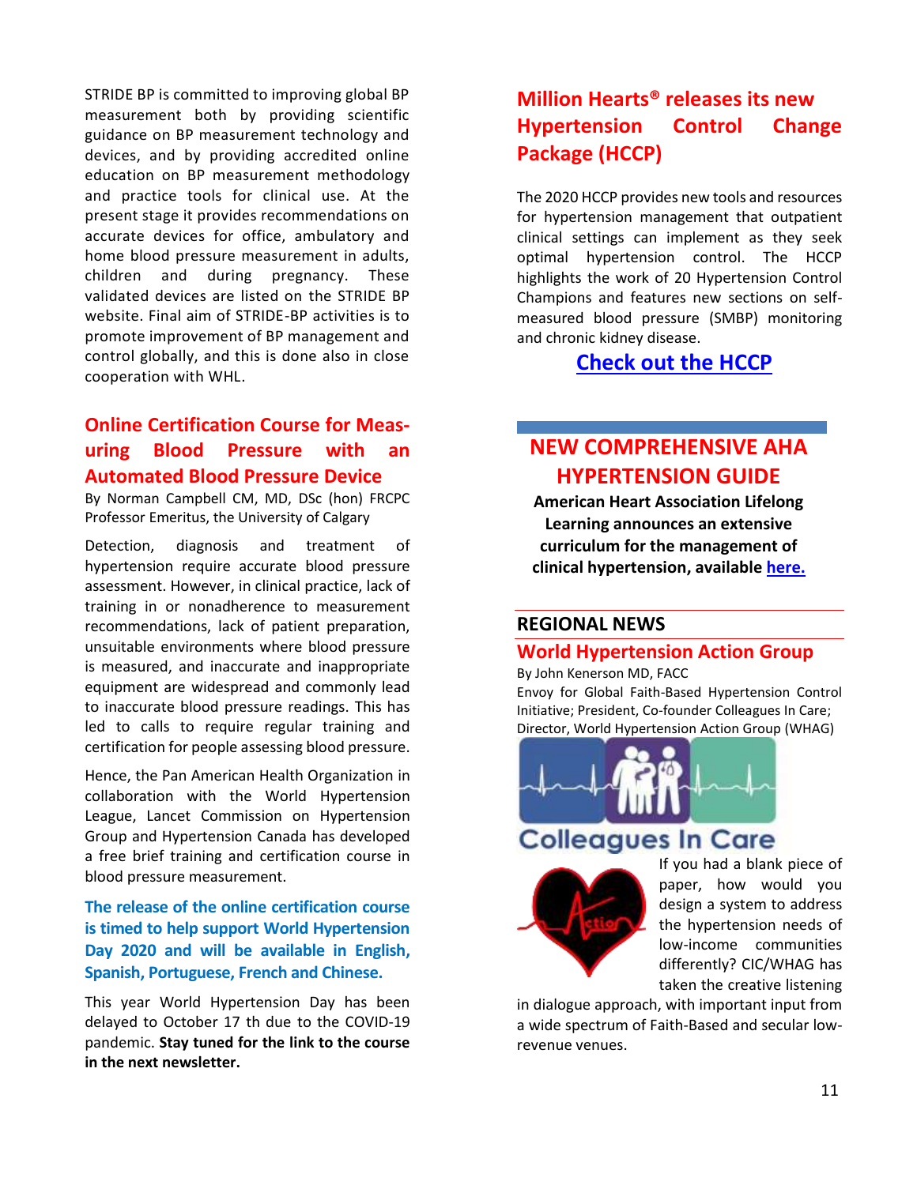STRIDE BP is committed to improving global BP measurement both by providing scientific guidance on BP measurement technology and devices, and by providing accredited online education on BP measurement methodology and practice tools for clinical use. At the present stage it provides recommendations on accurate devices for office, ambulatory and home blood pressure measurement in adults, children and during pregnancy. These validated devices are listed on the STRIDE BP website. Final aim of STRIDE-BP activities is to promote improvement of BP management and control globally, and this is done also in close cooperation with WHL.

## Online Certification Course for Measuring Blood Pressure with an Automated Blood Pressure Device

By Norman Campbell CM, MD, DSc (hon) FRCPC
Professor Emeritus, the University of Calgary

Detection, diagnosis and treatment of hypertension require accurate blood pressure assessment. However, in clinical practice, lack of training in or nonadherence to measurement recommendations, lack of patient preparation, unsuitable environments where blood pressure is measured, and inaccurate and inappropriate equipment are widespread and commonly lead to inaccurate blood pressure readings. This has led to calls to require regular training and certification for people assessing blood pressure.

Hence, the Pan American Health Organization in collaboration with the World Hypertension League, Lancet Commission on Hypertension Group and Hypertension Canada has developed a free brief training and certification course in blood pressure measurement.

**The release of the online certification course is timed to help support World Hypertension Day 2020 and will be available in English, Spanish, Portuguese, French and Chinese.**

This year World Hypertension Day has been delayed to October 17 th due to the COVID-19 pandemic. **Stay tuned for the link to the course in the next newsletter.**

## Million Hearts® releases its new Hypertension Control Change Package (HCCP)

The 2020 HCCP provides new tools and resources for hypertension management that outpatient clinical settings can implement as they seek optimal hypertension control. The HCCP highlights the work of 20 Hypertension Control Champions and features new sections on self-measured blood pressure (SMBP) monitoring and chronic kidney disease.

**[Check out the HCCP]**

## NEW COMPREHENSIVE AHA HYPERTENSION GUIDE

**American Heart Association Lifelong Learning announces an extensive curriculum for the management of clinical hypertension, available [here.]**

## REGIONAL NEWS

### World Hypertension Action Group

By John Kenerson MD, FACC
Envoy for Global Faith-Based Hypertension Control Initiative; President, Co-founder Colleagues In Care; Director, World Hypertension Action Group (WHAG)

Colleagues In Care

If you had a blank piece of paper, how would you design a system to address the hypertension needs of low-income communities differently? CIC/WHAG has taken the creative listening in dialogue approach, with important input from a wide spectrum of Faith-Based and secular low-revenue venues.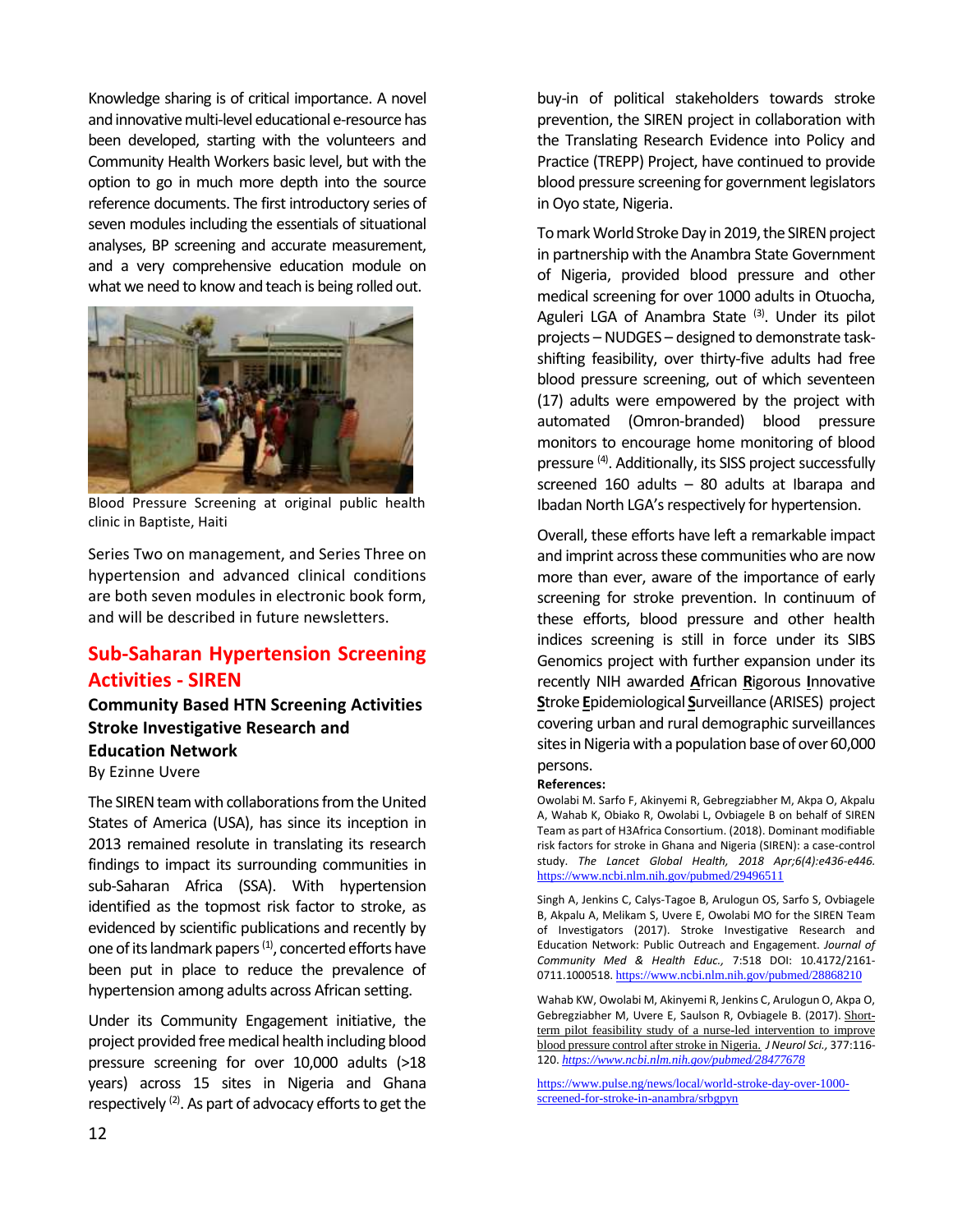Knowledge sharing is of critical importance. A novel and innovative multi-level educational e-resource has been developed, starting with the volunteers and Community Health Workers basic level, but with the option to go in much more depth into the source reference documents. The first introductory series of seven modules including the essentials of situational analyses, BP screening and accurate measurement, and a very comprehensive education module on what we need to know and teach is being rolled out.

Blood Pressure Screening at original public health clinic in Baptiste, Haiti

Series Two on management, and Series Three on hypertension and advanced clinical conditions are both seven modules in electronic book form, and will be described in future newsletters.

## Sub-Saharan Hypertension Screening Activities - SIREN

### Community Based HTN Screening Activities Stroke Investigative Research and Education Network

By Ezinne Uvere

The SIREN team with collaborations from the United States of America (USA), has since its inception in 2013 remained resolute in translating its research findings to impact its surrounding communities in sub-Saharan Africa (SSA). With hypertension identified as the topmost risk factor to stroke, as evidenced by scientific publications and recently by one of its landmark papers [1], concerted efforts have been put in place to reduce the prevalence of hypertension among adults across African setting.

Under its Community Engagement initiative, the project provided free medical health including blood pressure screening for over 10,000 adults (>18 years) across 15 sites in Nigeria and Ghana respectively [2]. As part of advocacy efforts to get the buy-in of political stakeholders towards stroke prevention, the SIREN project in collaboration with the Translating Research Evidence into Policy and Practice (TREPP) Project, have continued to provide blood pressure screening for government legislators in Oyo state, Nigeria.

To mark World Stroke Day in 2019, the SIREN project in partnership with the Anambra State Government of Nigeria, provided blood pressure and other medical screening for over 1000 adults in Otuocha, Aguleri LGA of Anambra State [3]. Under its pilot projects – NUDGES – designed to demonstrate task-shifting feasibility, over thirty-five adults had free blood pressure screening, out of which seventeen (17) adults were empowered by the project with automated (Omron-branded) blood pressure monitors to encourage home monitoring of blood pressure [4]. Additionally, its SISS project successfully screened 160 adults – 80 adults at Ibarapa and Ibadan North LGA's respectively for hypertension.

Overall, these efforts have left a remarkable impact and imprint across these communities who are now more than ever, aware of the importance of early screening for stroke prevention. In continuum of these efforts, blood pressure and other health indices screening is still in force under its SIBS Genomics project with further expansion under its recently NIH awarded **A**frican **R**igorous **I**nnovative **S**troke **E**pidemiological **S**urveillance (ARISES) project covering urban and rural demographic surveillances sites in Nigeria with a population base of over 60,000 persons.

**References:**

Owolabi M. Sarfo F, Akinyemi R, Gebregziabher M, Akpa O, Akpalu A, Wahab K, Obiako R, Owolabi L, Ovbiagele B on behalf of SIREN Team as part of H3Africa Consortium. (2018). Dominant modifiable risk factors for stroke in Ghana and Nigeria (SIREN): a case-control study. *The Lancet Global Health, 2018 Apr;6(4):e436-e446.* https://www.ncbi.nlm.nih.gov/pubmed/29496511

Singh A, Jenkins C, Calys-Tagoe B, Arulogun OS, Sarfo S, Ovbiagele B, Akpalu A, Melikam S, Uvere E, Owolabi MO for the SIREN Team of Investigators (2017). Stroke Investigative Research and Education Network: Public Outreach and Engagement. *Journal of Community Med & Health Educ.,* 7:518 DOI: 10.4172/2161-0711.1000518. https://www.ncbi.nlm.nih.gov/pubmed/28868210

Wahab KW, Owolabi M, Akinyemi R, Jenkins C, Arulogun O, Akpa O, Gebregziabher M, Uvere E, Saulson R, Ovbiagele B. (2017). Short-term pilot feasibility study of a nurse-led intervention to improve blood pressure control after stroke in Nigeria. *J Neurol Sci.,* 377:116-120. *https://www.ncbi.nlm.nih.gov/pubmed/28477678*

https://www.pulse.ng/news/local/world-stroke-day-over-1000-screened-for-stroke-in-anambra/srbgpyn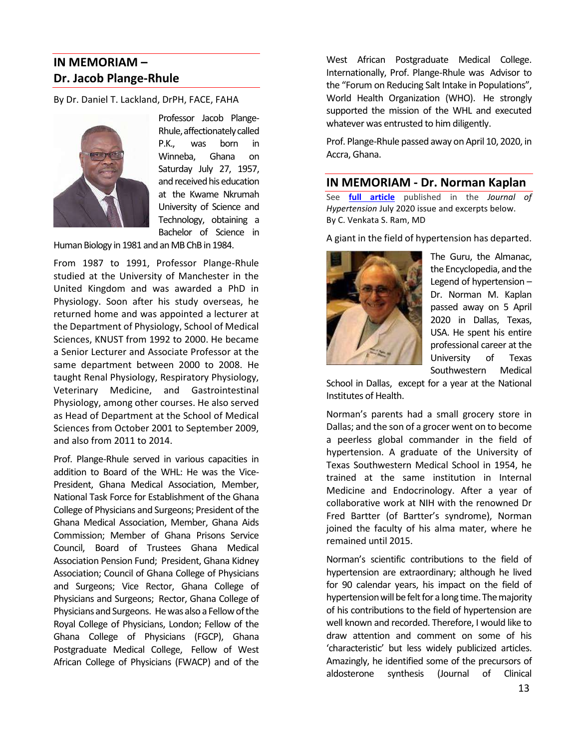## IN MEMORIAM – Dr. Jacob Plange-Rhule

By Dr. Daniel T. Lackland, DrPH, FACE, FAHA

Professor Jacob Plange-Rhule, affectionately called P.K., was born in Winneba, Ghana on Saturday July 27, 1957, and received his education at the Kwame Nkrumah University of Science and Technology, obtaining a Bachelor of Science in Human Biology in 1981 and an MB ChB in 1984.

From 1987 to 1991, Professor Plange-Rhule studied at the University of Manchester in the United Kingdom and was awarded a PhD in Physiology. Soon after his study overseas, he returned home and was appointed a lecturer at the Department of Physiology, School of Medical Sciences, KNUST from 1992 to 2000. He became a Senior Lecturer and Associate Professor at the same department between 2000 to 2008. He taught Renal Physiology, Respiratory Physiology, Veterinary Medicine, and Gastrointestinal Physiology, among other courses. He also served as Head of Department at the School of Medical Sciences from October 2001 to September 2009, and also from 2011 to 2014.

Prof. Plange-Rhule served in various capacities in addition to Board of the WHL: He was the Vice-President, Ghana Medical Association, Member, National Task Force for Establishment of the Ghana College of Physicians and Surgeons; President of the Ghana Medical Association, Member, Ghana Aids Commission; Member of Ghana Prisons Service Council, Board of Trustees Ghana Medical Association Pension Fund; President, Ghana Kidney Association; Council of Ghana College of Physicians and Surgeons; Vice Rector, Ghana College of Physicians and Surgeons; Rector, Ghana College of Physicians and Surgeons. He was also a Fellow of the Royal College of Physicians, London; Fellow of the Ghana College of Physicians (FGCP), Ghana Postgraduate Medical College, Fellow of West African College of Physicians (FWACP) and of the West African Postgraduate Medical College. Internationally, Prof. Plange-Rhule was Advisor to the "Forum on Reducing Salt Intake in Populations", World Health Organization (WHO). He strongly supported the mission of the WHL and executed whatever was entrusted to him diligently.

Prof. Plange-Rhule passed away on April 10, 2020, in Accra, Ghana.

## IN MEMORIAM - Dr. Norman Kaplan

See **full article** published in the *Journal of Hypertension* July 2020 issue and excerpts below.
By C. Venkata S. Ram, MD

A giant in the field of hypertension has departed.

The Guru, the Almanac, the Encyclopedia, and the Legend of hypertension – Dr. Norman M. Kaplan passed away on 5 April 2020 in Dallas, Texas, USA. He spent his entire professional career at the University of Texas Southwestern Medical School in Dallas, except for a year at the National Institutes of Health.

Norman's parents had a small grocery store in Dallas; and the son of a grocer went on to become a peerless global commander in the field of hypertension. A graduate of the University of Texas Southwestern Medical School in 1954, he trained at the same institution in Internal Medicine and Endocrinology. After a year of collaborative work at NIH with the renowned Dr Fred Bartter (of Bartter's syndrome), Norman joined the faculty of his alma mater, where he remained until 2015.

Norman's scientific contributions to the field of hypertension are extraordinary; although he lived for 90 calendar years, his impact on the field of hypertension will be felt for a long time. The majority of his contributions to the field of hypertension are well known and recorded. Therefore, I would like to draw attention and comment on some of his 'characteristic' but less widely publicized articles. Amazingly, he identified some of the precursors of aldosterone synthesis (Journal of Clinical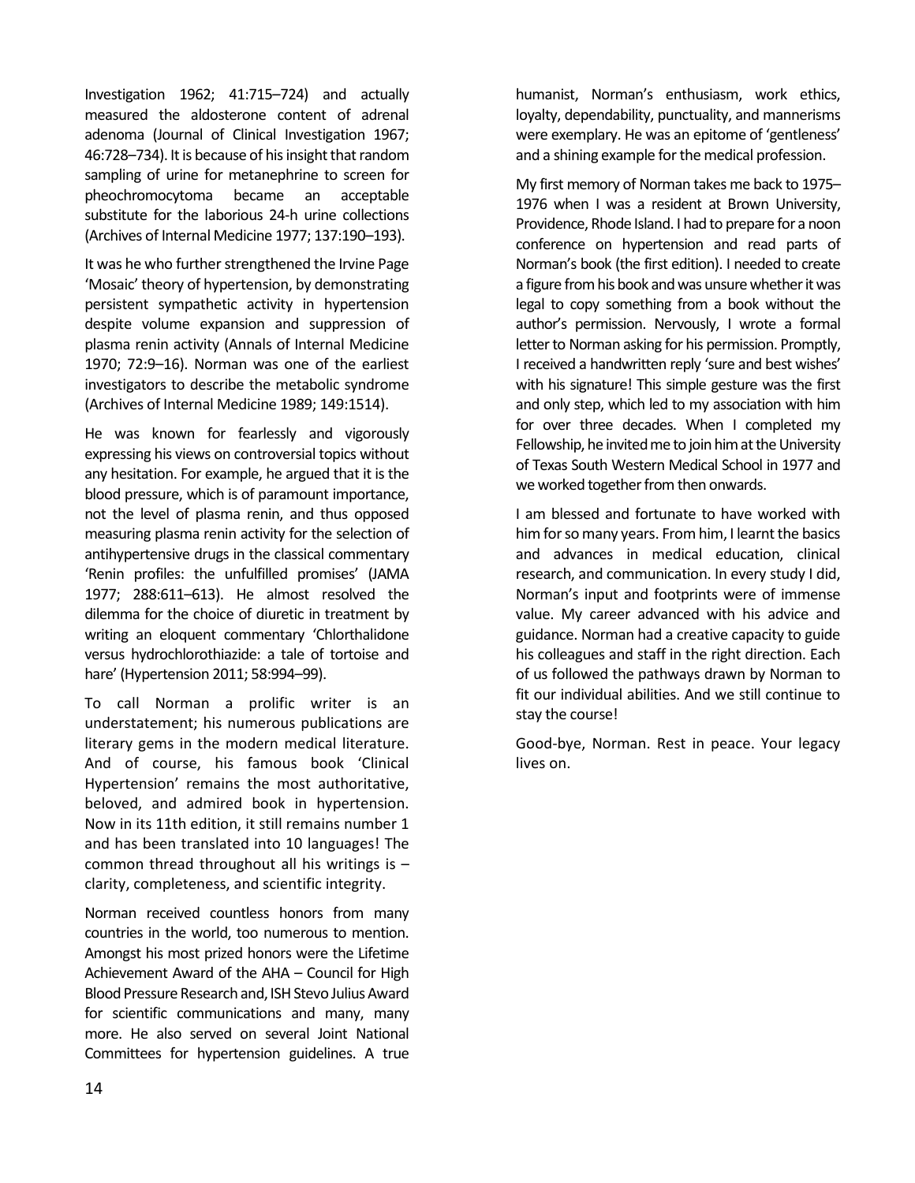Investigation 1962; 41:715–724) and actually measured the aldosterone content of adrenal adenoma (Journal of Clinical Investigation 1967; 46:728–734). It is because of his insight that random sampling of urine for metanephrine to screen for pheochromocytoma became an acceptable substitute for the laborious 24-h urine collections (Archives of Internal Medicine 1977; 137:190–193).

It was he who further strengthened the Irvine Page 'Mosaic' theory of hypertension, by demonstrating persistent sympathetic activity in hypertension despite volume expansion and suppression of plasma renin activity (Annals of Internal Medicine 1970; 72:9–16). Norman was one of the earliest investigators to describe the metabolic syndrome (Archives of Internal Medicine 1989; 149:1514).

He was known for fearlessly and vigorously expressing his views on controversial topics without any hesitation. For example, he argued that it is the blood pressure, which is of paramount importance, not the level of plasma renin, and thus opposed measuring plasma renin activity for the selection of antihypertensive drugs in the classical commentary 'Renin profiles: the unfulfilled promises' (JAMA 1977; 288:611–613). He almost resolved the dilemma for the choice of diuretic in treatment by writing an eloquent commentary 'Chlorthalidone versus hydrochlorothiazide: a tale of tortoise and hare' (Hypertension 2011; 58:994–99).

To call Norman a prolific writer is an understatement; his numerous publications are literary gems in the modern medical literature. And of course, his famous book 'Clinical Hypertension' remains the most authoritative, beloved, and admired book in hypertension. Now in its 11th edition, it still remains number 1 and has been translated into 10 languages! The common thread throughout all his writings is – clarity, completeness, and scientific integrity.

Norman received countless honors from many countries in the world, too numerous to mention. Amongst his most prized honors were the Lifetime Achievement Award of the AHA – Council for High Blood Pressure Research and, ISH Stevo Julius Award for scientific communications and many, many more. He also served on several Joint National Committees for hypertension guidelines. A true humanist, Norman's enthusiasm, work ethics, loyalty, dependability, punctuality, and mannerisms were exemplary. He was an epitome of 'gentleness' and a shining example for the medical profession.

My first memory of Norman takes me back to 1975–1976 when I was a resident at Brown University, Providence, Rhode Island. I had to prepare for a noon conference on hypertension and read parts of Norman's book (the first edition). I needed to create a figure from his book and was unsure whether it was legal to copy something from a book without the author's permission. Nervously, I wrote a formal letter to Norman asking for his permission. Promptly, I received a handwritten reply 'sure and best wishes' with his signature! This simple gesture was the first and only step, which led to my association with him for over three decades. When I completed my Fellowship, he invited me to join him at the University of Texas South Western Medical School in 1977 and we worked together from then onwards.

I am blessed and fortunate to have worked with him for so many years. From him, I learnt the basics and advances in medical education, clinical research, and communication. In every study I did, Norman's input and footprints were of immense value. My career advanced with his advice and guidance. Norman had a creative capacity to guide his colleagues and staff in the right direction. Each of us followed the pathways drawn by Norman to fit our individual abilities. And we still continue to stay the course!

Good-bye, Norman. Rest in peace. Your legacy lives on.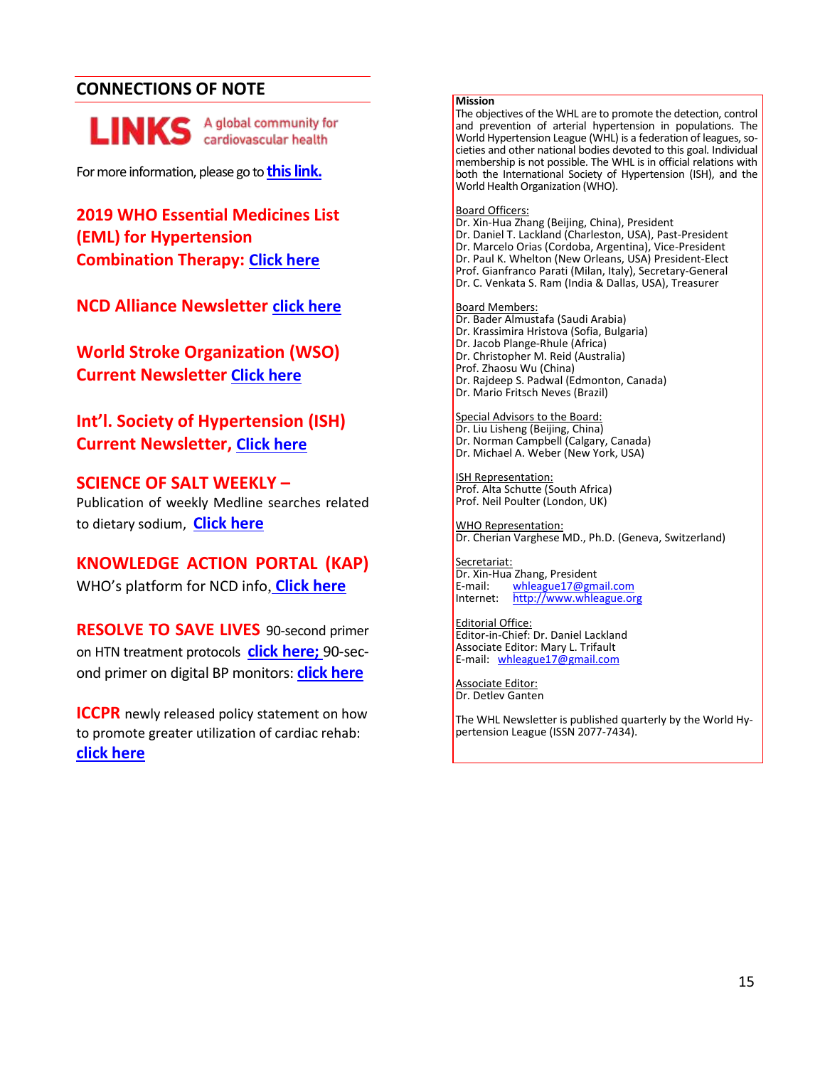## CONNECTIONS OF NOTE

**LINKS** A global community for cardiovascular health

For more information, please go to **this link.**

**2019 WHO Essential Medicines List (EML) for Hypertension Combination Therapy: Click here**

**NCD Alliance Newsletter click here**

**World Stroke Organization (WSO) Current Newsletter Click here**

**Int'l. Society of Hypertension (ISH) Current Newsletter, Click here**

**SCIENCE OF SALT WEEKLY –**
Publication of weekly Medline searches related to dietary sodium, **Click here**

**KNOWLEDGE ACTION PORTAL (KAP)**
WHO's platform for NCD info, **Click here**

**RESOLVE TO SAVE LIVES** 90-second primer on HTN treatment protocols **click here;** 90-second primer on digital BP monitors: **click here**

**ICCPR** newly released policy statement on how to promote greater utilization of cardiac rehab: **click here**

**Mission**
The objectives of the WHL are to promote the detection, control and prevention of arterial hypertension in populations. The World Hypertension League (WHL) is a federation of leagues, societies and other national bodies devoted to this goal. Individual membership is not possible. The WHL is in official relations with both the International Society of Hypertension (ISH), and the World Health Organization (WHO).

Board Officers:
Dr. Xin-Hua Zhang (Beijing, China), President
Dr. Daniel T. Lackland (Charleston, USA), Past-President
Dr. Marcelo Orias (Cordoba, Argentina), Vice-President
Dr. Paul K. Whelton (New Orleans, USA) President-Elect
Prof. Gianfranco Parati (Milan, Italy), Secretary-General
Dr. C. Venkata S. Ram (India & Dallas, USA), Treasurer

Board Members:
Dr. Bader Almustafa (Saudi Arabia)
Dr. Krassimira Hristova (Sofia, Bulgaria)
Dr. Jacob Plange-Rhule (Africa)
Dr. Christopher M. Reid (Australia)
Prof. Zhaosu Wu (China)
Dr. Rajdeep S. Padwal (Edmonton, Canada)
Dr. Mario Fritsch Neves (Brazil)

Special Advisors to the Board:
Dr. Liu Lisheng (Beijing, China)
Dr. Norman Campbell (Calgary, Canada)
Dr. Michael A. Weber (New York, USA)

ISH Representation:
Prof. Alta Schutte (South Africa)
Prof. Neil Poulter (London, UK)

WHO Representation:
Dr. Cherian Varghese MD., Ph.D. (Geneva, Switzerland)

Secretariat:
Dr. Xin-Hua Zhang, President
E-mail: whleague17@gmail.com
Internet: http://www.whleague.org

Editorial Office:
Editor-in-Chief: Dr. Daniel Lackland
Associate Editor: Mary L. Trifault
E-mail: whleague17@gmail.com

Associate Editor:
Dr. Detlev Ganten

The WHL Newsletter is published quarterly by the World Hypertension League (ISSN 2077-7434).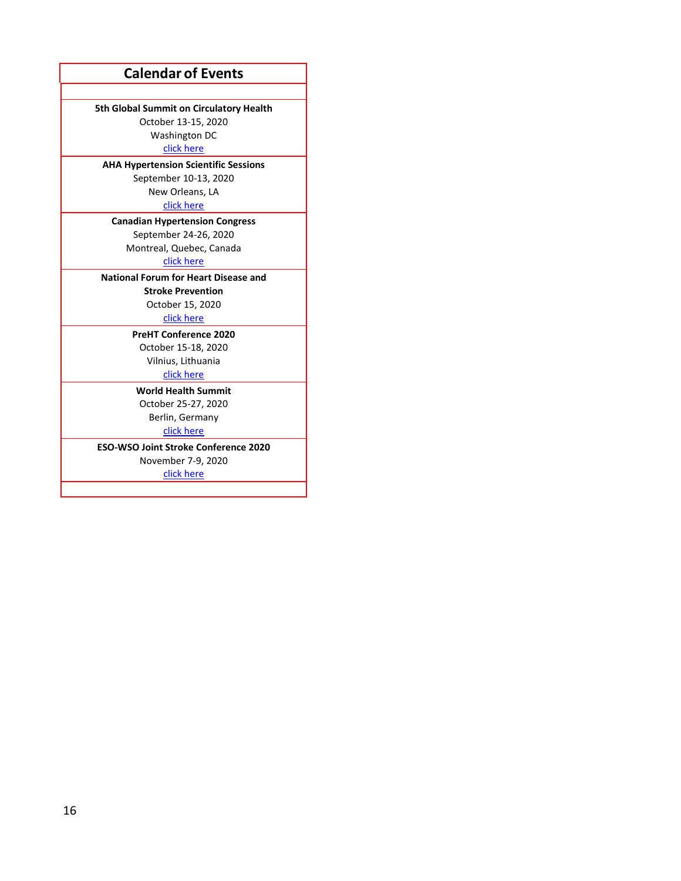## Calendar of Events

**5th Global Summit on Circulatory Health**
October 13-15, 2020
Washington DC
click here

**AHA Hypertension Scientific Sessions**
September 10-13, 2020
New Orleans, LA
click here

**Canadian Hypertension Congress**
September 24-26, 2020
Montreal, Quebec, Canada
click here

**National Forum for Heart Disease and Stroke Prevention**
October 15, 2020
click here

**PreHT Conference 2020**
October 15-18, 2020
Vilnius, Lithuania
click here

**World Health Summit**
October 25-27, 2020
Berlin, Germany
click here

**ESO-WSO Joint Stroke Conference 2020**
November 7-9, 2020
click here